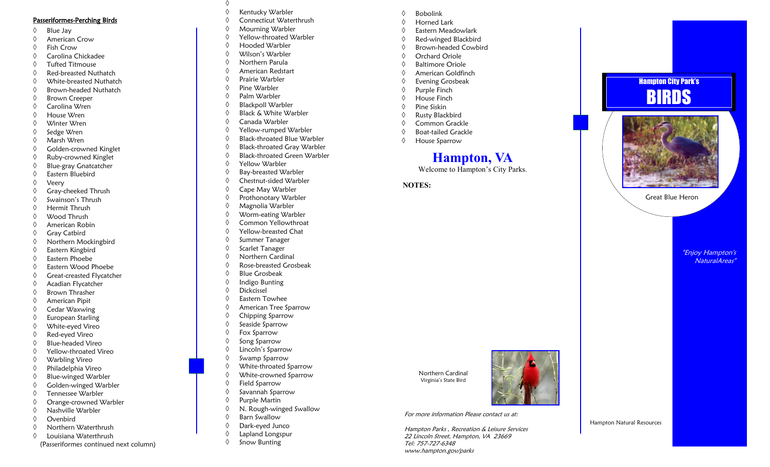## Passeriformes-Perching Birds

- ◊ Blue Jay
- ◊ American Crow
- ◊ Fish Crow
- ◊ Carolina Chickadee
- ◊ Tufted Titmouse
- ◊ Red-breasted Nuthatch
- ◊ White-breasted Nuthatch
- ◊ Brown-headed Nuthatch
- ◊ Brown Creeper
- ◊ Carolina Wren
- ◊ House Wren
- ◊ Winter Wren
- ◊ Sedge Wren
- ◊ Marsh Wren
- ◊ Golden-crowned Kinglet
- ◊ Ruby-crowned Kinglet
- ◊ Blue-gray Gnatcatcher
- ◊ Eastern Bluebird
- ◊ Veery
- ◊ Gray-cheeked Thrush
- ◊ Swainson's Thrush
- ◊ Hermit Thrush
- ◊ Wood Thrush
- ◊ American Robin
- ◊ Gray Catbird
- ◊ Northern Mockingbird
- ◊ Eastern Kingbird
- ◊ Eastern Phoebe
- ◊ Eastern Wood Phoebe
- ◊ Great-crested Flycatcher
- ◊ Acadian Flycatcher
- ◊ Brown Thrasher
- ◊ American Pipit
- ◊ Cedar Waxwing
- ◊ European Starling
- ◊ White-eyed Vireo
- ◊ Red-eyed Vireo
- ◊ Blue-headed Vireo
- ◊ Yellow-throated Vireo
- ◊ Warbling Vireo
- ◊ Philadelphia Vireo
- ◊ Blue-winged Warbler
- ◊ Golden-winged Warbler
- ◊ Tennessee Warbler
- ◊ Orange-crowned Warbler
- ◊ Nashville Warbler
- ◊ Ovenbird
- ◊ Northern Waterthrush
- ◊ Louisiana Waterthrush

(Passeriformes continued next column)

- ◊ Kentucky Warbler
- ◊ Connecticut Waterthrush
- ◊ Mourning Warbler
- ◊ Yellow-throated Warbler
- ◊ Hooded Warbler
- ◊ Wilson's Warbler
- ◊ Northern Parula
- ◊ American Redstart
- ◊ Prairie Warbler
- ◊ Pine Warbler
- ◊ Palm Warbler
- ◊ Blackpoll Warbler
- ◊ Black & White Warbler
- ◊ Canada Warbler
- ◊ Yellow-rumped Warbler
- ◊ Black-throated Blue Warbler
- ◊ Black-throated Gray Warbler
- ◊ Black-throated Green Warbler
- ◊ Yellow Warbler
- ◊ Bay-breasted Warbler
- ◊ Chestnut-sided Warbler
- ◊ Cape May Warbler
- ◊ Prothonotary Warbler
- ◊ Magnolia Warbler
- ◊ Worm-eating Warbler
- ◊ Common Yellowthroat
- ◊ Yellow-breasted Chat
- ◊ Summer Tanager
- ◊ Scarlet Tanager
- ◊ Northern Cardinal
- ◊ Rose-breasted Grosbeak
- ◊ Blue Grosbeak
- ◊ Indigo Bunting
- ◊ Dickcissel
- ◊ Eastern Towhee
- ◊ American Tree Sparrow
- ◊ Chipping Sparrow
- ◊ Seaside Sparrow
- ◊ Fox Sparrow
- ◊ Song Sparrow
- ◊ Lincoln's Sparrow
- ◊ Swamp Sparrow
- ◊ White-throated Sparrow
- ◊ White-crowned Sparrow
- ◊ Field Sparrow
- ◊ Savannah Sparrow
- ◊ Purple Martin
- ◊ N. Rough-winged Swallow
- ◊ Barn Swallow
- ◊ Dark-eyed Junco
- ◊ Lapland Longspur
- ◊ Snow Bunting
- ◊ Bobolink
- ◊ Horned Lark
- ◊ Eastern Meadowlark
- ◊ Red-winged Blackbird
- ◊ Brown-headed Cowbird
- ◊ Orchard Oriole
- ◊ Baltimore Oriole
- ◊ American Goldfinch
- ◊ Evening Grosbeak
- ◊ Purple Finch
- ◊ House Finch
- ◊ Pine Siskin
- ◊ Rusty Blackbird
- ◊ Common Grackle
- ◊ Boat-tailed Grackle
- ◊ House Sparrow

# Hampton, VA

Welcome to Hampton's City Parks.

**NOTES:**

Northern Cardinal
Virginia's State Bird

*For more information Please contact us at:*

*Hampton Parks , Recreation & Leisure Services*
*22 Lincoln Street, Hampton, VA 23669*
*Tel: 757-727-6348*
*www.hampton.gov/parks*

## Hampton City Park's

# BIRDS

Great Blue Heron

*"Enjoy Hampton's NaturalAreas"*

Hampton Natural Resources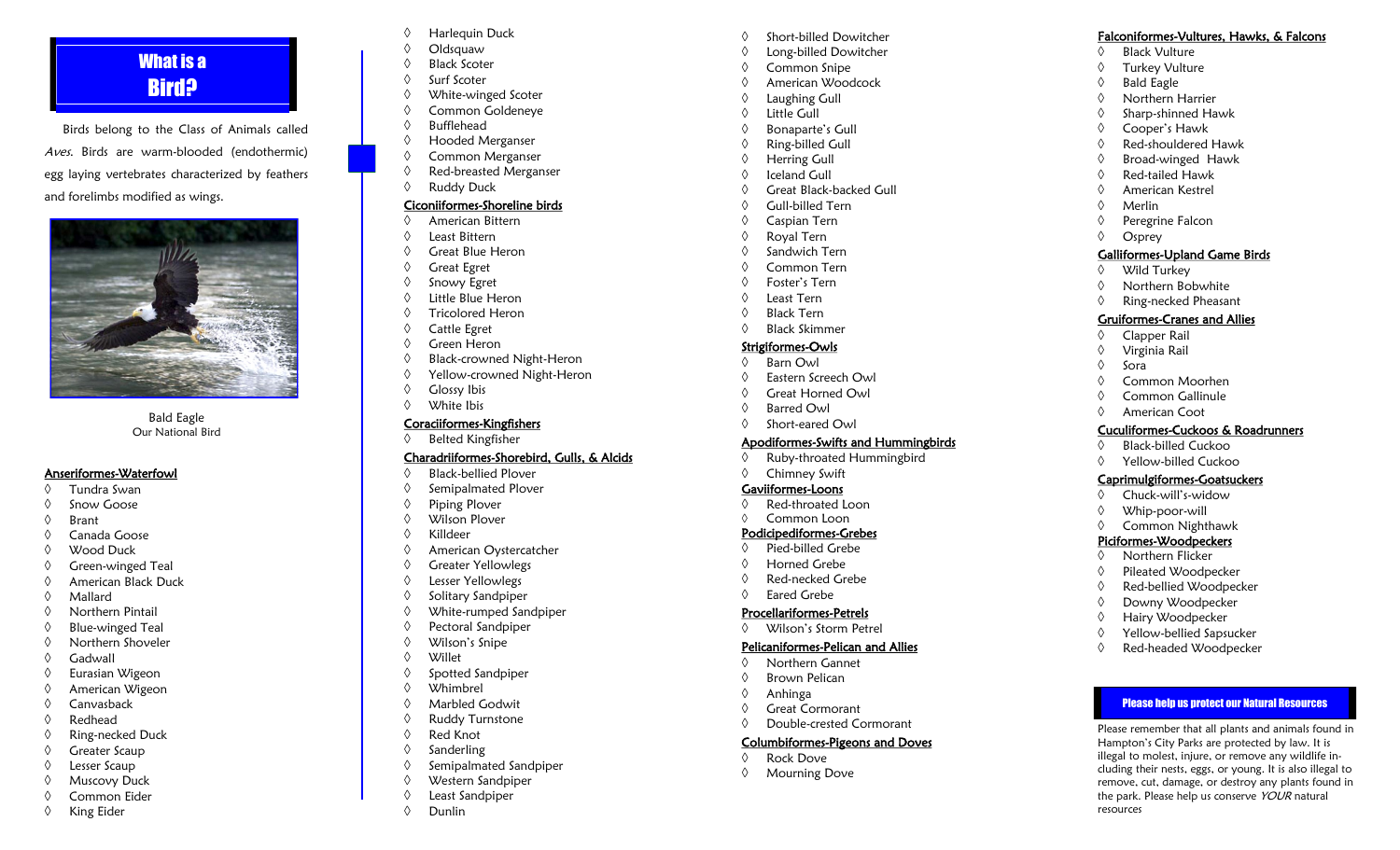## What is a Bird?

Birds belong to the Class of Animals called *Aves*. Birds are warm-blooded (endothermic) egg laying vertebrates characterized by feathers and forelimbs modified as wings.

Bald Eagle
Our National Bird

### Anseriformes-Waterfowl

- Tundra Swan
- Snow Goose
- Brant
- Canada Goose
- Wood Duck
- Green-winged Teal
- American Black Duck
- Mallard
- Northern Pintail
- Blue-winged Teal
- Northern Shoveler
- Gadwall
- Eurasian Wigeon
- American Wigeon
- Canvasback
- Redhead
- Ring-necked Duck
- Greater Scaup
- Lesser Scaup
- Muscovy Duck
- Common Eider
- King Eider
- Harlequin Duck
- Oldsquaw
- Black Scoter
- Surf Scoter
- White-winged Scoter
- Common Goldeneye
- Bufflehead
- Hooded Merganser
- Common Merganser
- Red-breasted Merganser
- Ruddy Duck

### Ciconiiformes-Shoreline birds

- American Bittern
- Least Bittern
- Great Blue Heron
- Great Egret
- Snowy Egret
- Little Blue Heron
- Tricolored Heron
- Cattle Egret
- Green Heron
- Black-crowned Night-Heron
- Yellow-crowned Night-Heron
- Glossy Ibis
- White Ibis

### Coraciiformes-Kingfishers

- Belted Kingfisher

### Charadriiformes-Shorebird, Gulls, & Alcids

- Black-bellied Plover
- Semipalmated Plover
- Piping Plover
- Wilson Plover
- Killdeer
- American Oystercatcher
- Greater Yellowlegs
- Lesser Yellowlegs
- Solitary Sandpiper
- White-rumped Sandpiper
- Pectoral Sandpiper
- Wilson's Snipe
- Willet
- Spotted Sandpiper
- Whimbrel
- Marbled Godwit
- Ruddy Turnstone
- Red Knot
- Sanderling
- Semipalmated Sandpiper
- Western Sandpiper
- Least Sandpiper
- Dunlin
- Short-billed Dowitcher
- Long-billed Dowitcher
- Common Snipe
- American Woodcock
- Laughing Gull
- Little Gull
- Bonaparte's Gull
- Ring-billed Gull
- Herring Gull
- Iceland Gull
- Great Black-backed Gull
- Gull-billed Tern
- Caspian Tern
- Royal Tern
- Sandwich Tern
- Common Tern
- Foster's Tern
- Least Tern
- Black Tern
- Black Skimmer

### Strigiformes-Owls

- Barn Owl
- Eastern Screech Owl
- Great Horned Owl
- Barred Owl
- Short-eared Owl

### Apodiformes-Swifts and Hummingbirds

- Ruby-throated Hummingbird
- Chimney Swift

### Gaviiformes-Loons

- Red-throated Loon
- Common Loon

### Podicipediformes-Grebes

- Pied-billed Grebe
- Horned Grebe
- Red-necked Grebe
- Eared Grebe

### Procellariformes-Petrels

- Wilson's Storm Petrel

### Pelicaniformes-Pelican and Allies

- Northern Gannet
- Brown Pelican
- Anhinga
- Great Cormorant
- Double-crested Cormorant

### Columbiformes-Pigeons and Doves

- Rock Dove
- Mourning Dove

### Falconiformes-Vultures, Hawks, & Falcons

- Black Vulture
- Turkey Vulture
- Bald Eagle
- Northern Harrier
- Sharp-shinned Hawk
- Cooper's Hawk
- Red-shouldered Hawk
- Broad-winged Hawk
- Red-tailed Hawk
- American Kestrel
- Merlin
- Peregrine Falcon
- Osprey

### Galliformes-Upland Game Birds

- Wild Turkey
- Northern Bobwhite
- Ring-necked Pheasant

### Gruiformes-Cranes and Allies

- Clapper Rail
- Virginia Rail
- Sora
- Common Moorhen
- Common Gallinule
- American Coot

### Cuculiformes-Cuckoos & Roadrunners

- Black-billed Cuckoo
- Yellow-billed Cuckoo

### Caprimulgiformes-Goatsuckers

- Chuck-will's-widow
- Whip-poor-will
- Common Nighthawk

### Piciformes-Woodpeckers

- Northern Flicker
- Pileated Woodpecker
- Red-bellied Woodpecker
- Downy Woodpecker
- Hairy Woodpecker
- Yellow-bellied Sapsucker
- Red-headed Woodpecker

### Please help us protect our Natural Resources

Please remember that all plants and animals found in Hampton's City Parks are protected by law. It is illegal to molest, injure, or remove any wildlife including their nests, eggs, or young. It is also illegal to remove, cut, damage, or destroy any plants found in the park. Please help us conserve *YOUR* natural resources